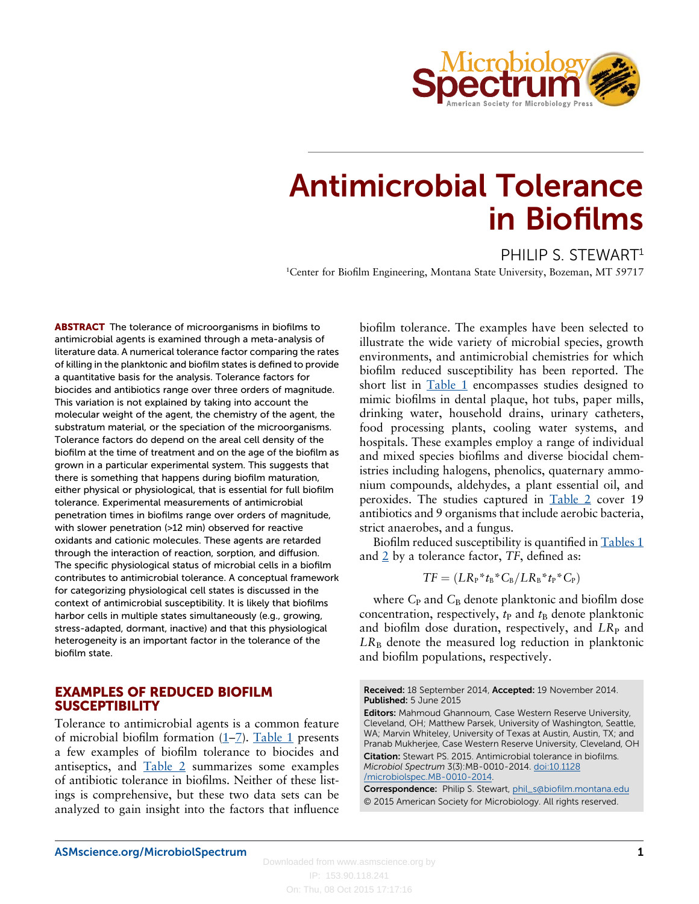# Antimicrobial Tolerance in Biofilms

PHILIP S. STEWART[1]

[1]Center for Biofilm Engineering, Montana State University, Bozeman, MT 59717

**ABSTRACT** The tolerance of microorganisms in biofilms to antimicrobial agents is examined through a meta-analysis of literature data. A numerical tolerance factor comparing the rates of killing in the planktonic and biofilm states is defined to provide a quantitative basis for the analysis. Tolerance factors for biocides and antibiotics range over three orders of magnitude. This variation is not explained by taking into account the molecular weight of the agent, the chemistry of the agent, the substratum material, or the speciation of the microorganisms. Tolerance factors do depend on the areal cell density of the biofilm at the time of treatment and on the age of the biofilm as grown in a particular experimental system. This suggests that there is something that happens during biofilm maturation, either physical or physiological, that is essential for full biofilm tolerance. Experimental measurements of antimicrobial penetration times in biofilms range over orders of magnitude, with slower penetration (>12 min) observed for reactive oxidants and cationic molecules. These agents are retarded through the interaction of reaction, sorption, and diffusion. The specific physiological status of microbial cells in a biofilm contributes to antimicrobial tolerance. A conceptual framework for categorizing physiological cell states is discussed in the context of antimicrobial susceptibility. It is likely that biofilms harbor cells in multiple states simultaneously (e.g., growing, stress-adapted, dormant, inactive) and that this physiological heterogeneity is an important factor in the tolerance of the biofilm state.

## EXAMPLES OF REDUCED BIOFILM SUSCEPTIBILITY

Tolerance to antimicrobial agents is a common feature of microbial biofilm formation (1–7). Table 1 presents a few examples of biofilm tolerance to biocides and antiseptics, and Table 2 summarizes some examples of antibiotic tolerance in biofilms. Neither of these listings is comprehensive, but these two data sets can be analyzed to gain insight into the factors that influence biofilm tolerance. The examples have been selected to illustrate the wide variety of microbial species, growth environments, and antimicrobial chemistries for which biofilm reduced susceptibility has been reported. The short list in Table 1 encompasses studies designed to mimic biofilms in dental plaque, hot tubs, paper mills, drinking water, household drains, urinary catheters, food processing plants, cooling water systems, and hospitals. These examples employ a range of individual and mixed species biofilms and diverse biocidal chemistries including halogens, phenolics, quaternary ammonium compounds, aldehydes, a plant essential oil, and peroxides. The studies captured in Table 2 cover 19 antibiotics and 9 organisms that include aerobic bacteria, strict anaerobes, and a fungus.

Biofilm reduced susceptibility is quantified in Tables 1 and 2 by a tolerance factor, $TF$, defined as:

$$TF = (LR_P * t_B * C_B / LR_B * t_P * C_P)$$

where $C_P$ and $C_B$ denote planktonic and biofilm dose concentration, respectively, $t_P$ and $t_B$ denote planktonic and biofilm dose duration, respectively, and $LR_P$ and $LR_B$ denote the measured log reduction in planktonic and biofilm populations, respectively.

**Received:** 18 September 2014, **Accepted:** 19 November 2014. **Published:** 5 June 2015

**Editors:** Mahmoud Ghannoum, Case Western Reserve University, Cleveland, OH; Matthew Parsek, University of Washington, Seattle, WA; Marvin Whiteley, University of Texas at Austin, Austin, TX; and Pranab Mukherjee, Case Western Reserve University, Cleveland, OH

**Citation:** Stewart PS. 2015. Antimicrobial tolerance in biofilms. *Microbiol Spectrum* 3(3):MB-0010-2014. doi:10.1128/microbiolspec.MB-0010-2014.

**Correspondence:** Philip S. Stewart, phil_s@biofilm.montana.edu

© 2015 American Society for Microbiology. All rights reserved.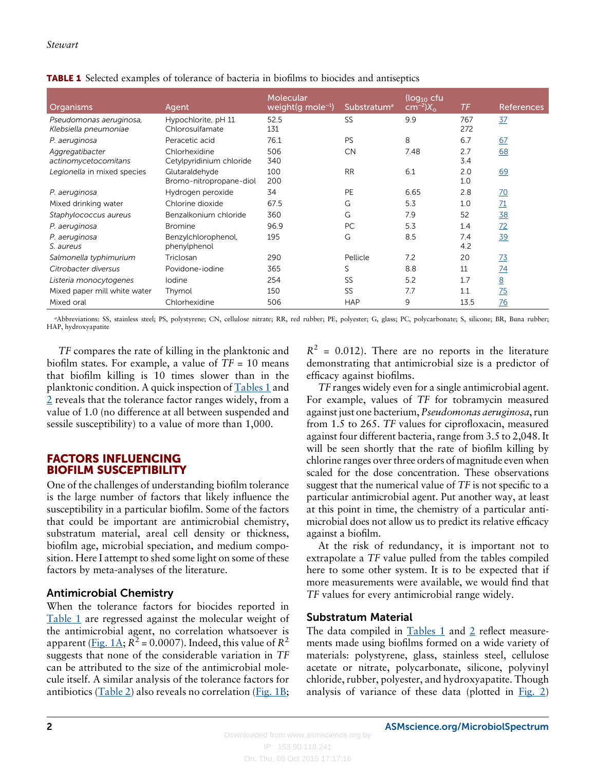**TABLE 1** Selected examples of tolerance of bacteria in biofilms to biocides and antiseptics

| Organisms | Agent | Molecular weight(g mole$^{-1}$) | Substratum[a] | (log$_{10}$ cfu cm$^{-2}$)$X_o$ | *TF* | References |
|---|---|---|---|---|---|---|
| *Pseudomonas aeruginosa*, *Klebsiella pneumoniae* | Hypochlorite, pH 11<br>Chlorosulfamate | 52.5<br>131 | SS | 9.9 | 767<br>272 | 37 |
| *P. aeruginosa* | Peracetic acid | 76.1 | PS | 8 | 6.7 | 67 |
| *Aggregatibacter actinomycetocomitans* | Chlorhexidine<br>Cetylpyridinium chloride | 506<br>340 | CN | 7.48 | 2.7<br>3.4 | 68 |
| *Legionella* in mixed species | Glutaraldehyde<br>Bromo-nitropropane-diol | 100<br>200 | RR | 6.1 | 2.0<br>1.0 | 69 |
| *P. aeruginosa* | Hydrogen peroxide | 34 | PE | 6.65 | 2.8 | 70 |
| Mixed drinking water | Chlorine dioxide | 67.5 | G | 5.3 | 1.0 | 71 |
| *Staphylococcus aureus* | Benzalkonium chloride | 360 | G | 7.9 | 52 | 38 |
| *P. aeruginosa* | Bromine | 96.9 | PC | 5.3 | 1.4 | 72 |
| *P. aeruginosa*<br>*S. aureus* | Benzylchlorophenol, phenylphenol | 195 | G | 8.5 | 7.4<br>4.2 | 39 |
| *Salmonella typhimurium* | Triclosan | 290 | Pellicle | 7.2 | 20 | 73 |
| *Citrobacter diversus* | Povidone-iodine | 365 | S | 8.8 | 11 | 74 |
| *Listeria monocytogenes* | Iodine | 254 | SS | 5.2 | 1.7 | 8 |
| Mixed paper mill white water | Thymol | 150 | SS | 7.7 | 1.1 | 75 |
| Mixed oral | Chlorhexidine | 506 | HAP | 9 | 13.5 | 76 |

[a]Abbreviations: SS, stainless steel; PS, polystyrene; CN, cellulose nitrate; RR, red rubber; PE, polyester; G, glass; PC, polycarbonate; S, silicone; BR, Buna rubber; HAP, hydroxyapatite

*TF* compares the rate of killing in the planktonic and biofilm states. For example, a value of *TF* = 10 means that biofilm killing is 10 times slower than in the planktonic condition. A quick inspection of Tables 1 and 2 reveals that the tolerance factor ranges widely, from a value of 1.0 (no difference at all between suspended and sessile susceptibility) to a value of more than 1,000.

## FACTORS INFLUENCING BIOFILM SUSCEPTIBILITY

One of the challenges of understanding biofilm tolerance is the large number of factors that likely influence the susceptibility in a particular biofilm. Some of the factors that could be important are antimicrobial chemistry, substratum material, areal cell density or thickness, biofilm age, microbial speciation, and medium composition. Here I attempt to shed some light on some of these factors by meta-analyses of the literature.

### Antimicrobial Chemistry

When the tolerance factors for biocides reported in Table 1 are regressed against the molecular weight of the antimicrobial agent, no correlation whatsoever is apparent (Fig. 1A; $R^2 = 0.0007$). Indeed, this value of $R^2$ suggests that none of the considerable variation in *TF* can be attributed to the size of the antimicrobial molecule itself. A similar analysis of the tolerance factors for antibiotics (Table 2) also reveals no correlation (Fig. 1B; $R^2 = 0.012$). There are no reports in the literature demonstrating that antimicrobial size is a predictor of efficacy against biofilms.

*TF* ranges widely even for a single antimicrobial agent. For example, values of *TF* for tobramycin measured against just one bacterium, *Pseudomonas aeruginosa*, run from 1.5 to 265. *TF* values for ciprofloxacin, measured against four different bacteria, range from 3.5 to 2,048. It will be seen shortly that the rate of biofilm killing by chlorine ranges over three orders of magnitude even when scaled for the dose concentration. These observations suggest that the numerical value of *TF* is not specific to a particular antimicrobial agent. Put another way, at least at this point in time, the chemistry of a particular antimicrobial does not allow us to predict its relative efficacy against a biofilm.

At the risk of redundancy, it is important not to extrapolate a *TF* value pulled from the tables compiled here to some other system. It is to be expected that if more measurements were available, we would find that *TF* values for every antimicrobial range widely.

### Substratum Material

The data compiled in Tables 1 and 2 reflect measurements made using biofilms formed on a wide variety of materials: polystyrene, glass, stainless steel, cellulose acetate or nitrate, polycarbonate, silicone, polyvinyl chloride, rubber, polyester, and hydroxyapatite. Though analysis of variance of these data (plotted in Fig. 2)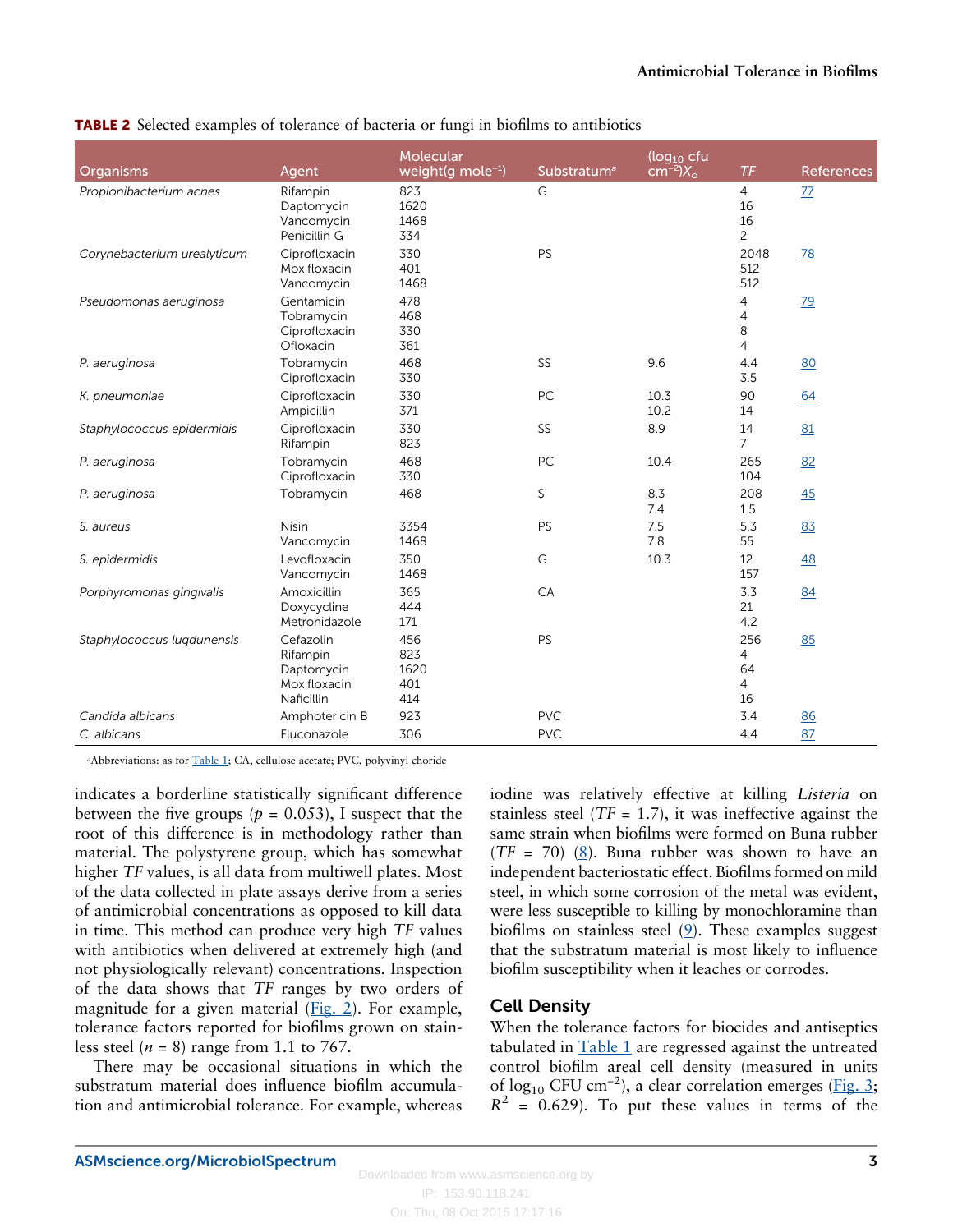**TABLE 2** Selected examples of tolerance of bacteria or fungi in biofilms to antibiotics

| Organisms | Agent | Molecular weight(g mole$^{-1}$) | Substratum[a] | (log$_{10}$ cfu cm$^{-2}$)$X_o$ | *TF* | References |
|---|---|---|---|---|---|---|
| *Propionibacterium acnes* | Rifampin | 823 | G | | 4 | 77 |
| | Daptomycin | 1620 | | | 16 | |
| | Vancomycin | 1468 | | | 16 | |
| | Penicillin G | 334 | | | 2 | |
| *Corynebacterium urealyticum* | Ciprofloxacin | 330 | PS | | 2048 | 78 |
| | Moxifloxacin | 401 | | | 512 | |
| | Vancomycin | 1468 | | | 512 | |
| *Pseudomonas aeruginosa* | Gentamicin | 478 | | | 4 | 79 |
| | Tobramycin | 468 | | | 4 | |
| | Ciprofloxacin | 330 | | | 8 | |
| | Ofloxacin | 361 | | | 4 | |
| *P. aeruginosa* | Tobramycin | 468 | SS | 9.6 | 4.4 | 80 |
| | Ciprofloxacin | 330 | | | 3.5 | |
| *K. pneumoniae* | Ciprofloxacin | 330 | PC | 10.3 | 90 | 64 |
| | Ampicillin | 371 | | 10.2 | 14 | |
| *Staphylococcus epidermidis* | Ciprofloxacin | 330 | SS | 8.9 | 14 | 81 |
| | Rifampin | 823 | | | 7 | |
| *P. aeruginosa* | Tobramycin | 468 | PC | 10.4 | 265 | 82 |
| | Ciprofloxacin | 330 | | | 104 | |
| *P. aeruginosa* | Tobramycin | 468 | S | 8.3 | 208 | 45 |
| | | | | 7.4 | 1.5 | |
| *S. aureus* | Nisin | 3354 | PS | 7.5 | 5.3 | 83 |
| | Vancomycin | 1468 | | 7.8 | 55 | |
| *S. epidermidis* | Levofloxacin | 350 | G | 10.3 | 12 | 48 |
| | Vancomycin | 1468 | | | 157 | |
| *Porphyromonas gingivalis* | Amoxicillin | 365 | CA | | 3.3 | 84 |
| | Doxycycline | 444 | | | 21 | |
| | Metronidazole | 171 | | | 4.2 | |
| *Staphylococcus lugdunensis* | Cefazolin | 456 | PS | | 256 | 85 |
| | Rifampin | 823 | | | 4 | |
| | Daptomycin | 1620 | | | 64 | |
| | Moxifloxacin | 401 | | | 4 | |
| | Naficillin | 414 | | | 16 | |
| *Candida albicans* | Amphotericin B | 923 | PVC | | 3.4 | 86 |
| *C. albicans* | Fluconazole | 306 | PVC | | 4.4 | 87 |

[a]Abbreviations: as for Table 1; CA, cellulose acetate; PVC, polyvinyl choride

indicates a borderline statistically significant difference between the five groups ($p = 0.053$), I suspect that the root of this difference is in methodology rather than material. The polystyrene group, which has somewhat higher *TF* values, is all data from multiwell plates. Most of the data collected in plate assays derive from a series of antimicrobial concentrations as opposed to kill data in time. This method can produce very high *TF* values with antibiotics when delivered at extremely high (and not physiologically relevant) concentrations. Inspection of the data shows that *TF* ranges by two orders of magnitude for a given material (Fig. 2). For example, tolerance factors reported for biofilms grown on stainless steel ($n = 8$) range from 1.1 to 767.

There may be occasional situations in which the substratum material does influence biofilm accumulation and antimicrobial tolerance. For example, whereas iodine was relatively effective at killing *Listeria* on stainless steel ($TF = 1.7$), it was ineffective against the same strain when biofilms were formed on Buna rubber ($TF = 70$) (8). Buna rubber was shown to have an independent bacteriostatic effect. Biofilms formed on mild steel, in which some corrosion of the metal was evident, were less susceptible to killing by monochloramine than biofilms on stainless steel (9). These examples suggest that the substratum material is most likely to influence biofilm susceptibility when it leaches or corrodes.

## Cell Density

When the tolerance factors for biocides and antiseptics tabulated in Table 1 are regressed against the untreated control biofilm areal cell density (measured in units of $\log_{10}$ CFU cm$^{-2}$), a clear correlation emerges (Fig. 3; $R^2 = 0.629$). To put these values in terms of the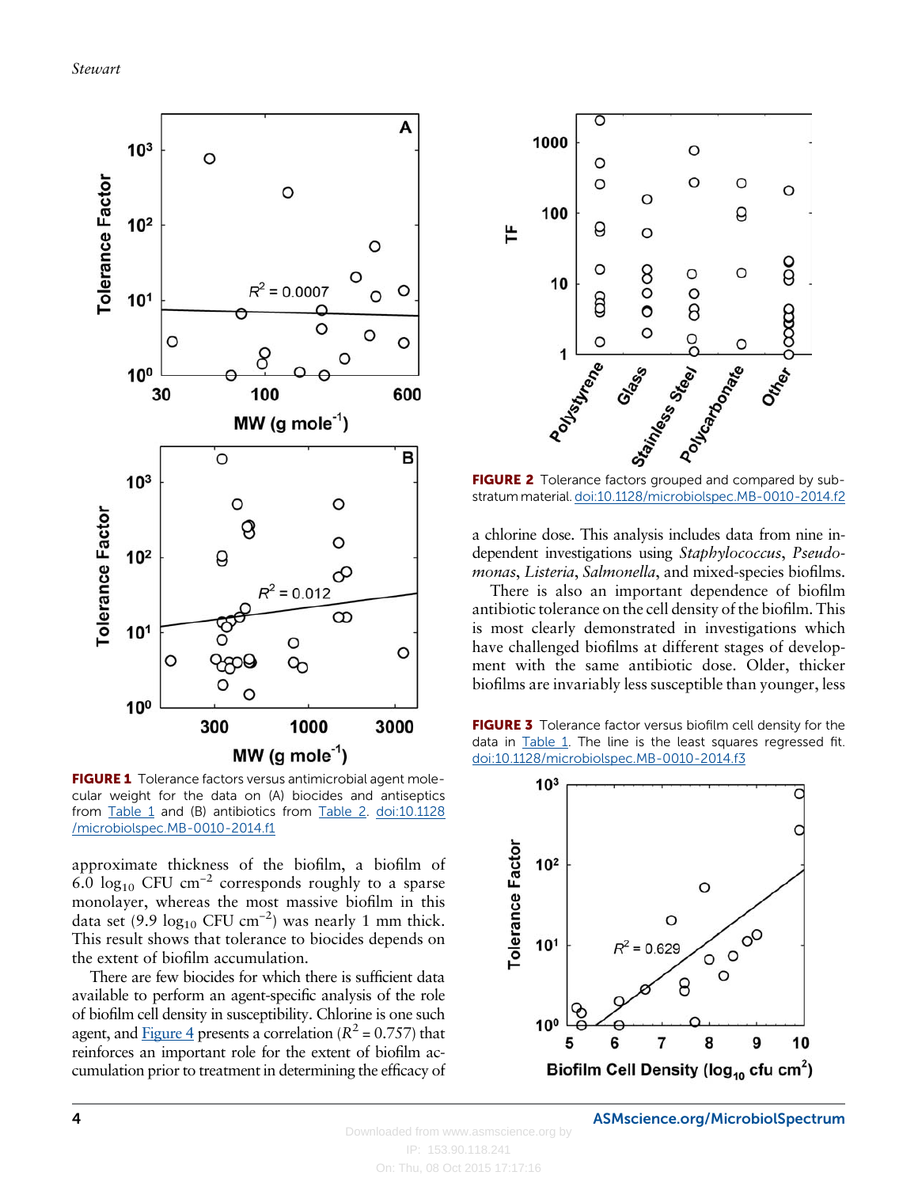FIGURE 1 Tolerance factors versus antimicrobial agent molecular weight for the data on (A) biocides and antiseptics from Table 1 and (B) antibiotics from Table 2. doi:10.1128/microbiolspec.MB-0010-2014.f1

FIGURE 2 Tolerance factors grouped and compared by substratum material. doi:10.1128/microbiolspec.MB-0010-2014.f2

approximate thickness of the biofilm, a biofilm of 6.0 $\log_{10}$ CFU $cm^{-2}$ corresponds roughly to a sparse monolayer, whereas the most massive biofilm in this data set (9.9 $\log_{10}$ CFU $cm^{-2}$) was nearly 1 mm thick. This result shows that tolerance to biocides depends on the extent of biofilm accumulation.

There are few biocides for which there is sufficient data available to perform an agent-specific analysis of the role of biofilm cell density in susceptibility. Chlorine is one such agent, and Figure 4 presents a correlation ($R^2 = 0.757$) that reinforces an important role for the extent of biofilm accumulation prior to treatment in determining the efficacy of a chlorine dose. This analysis includes data from nine independent investigations using *Staphylococcus*, *Pseudomonas*, *Listeria*, *Salmonella*, and mixed-species biofilms.

There is also an important dependence of biofilm antibiotic tolerance on the cell density of the biofilm. This is most clearly demonstrated in investigations which have challenged biofilms at different stages of development with the same antibiotic dose. Older, thicker biofilms are invariably less susceptible than younger, less

FIGURE 3 Tolerance factor versus biofilm cell density for the data in Table 1. The line is the least squares regressed fit. doi:10.1128/microbiolspec.MB-0010-2014.f3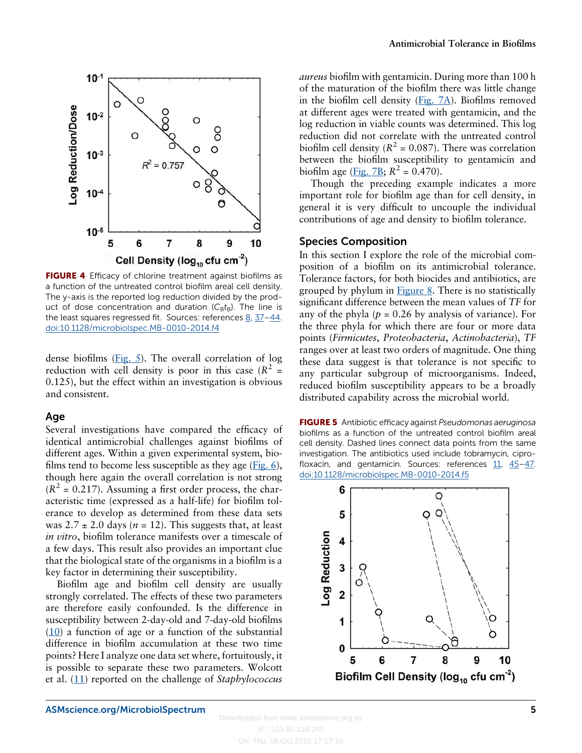FIGURE 4 Efficacy of chlorine treatment against biofilms as a function of the untreated control biofilm areal cell density. The y-axis is the reported log reduction divided by the product of dose concentration and duration ($C_B t_B$). The line is the least squares regressed fit. Sources: references 8, 37–44. doi:10.1128/microbiolspec.MB-0010-2014.f4

dense biofilms (Fig. 5). The overall correlation of log reduction with cell density is poor in this case ($R^2$ = 0.125), but the effect within an investigation is obvious and consistent.

## Age

Several investigations have compared the efficacy of identical antimicrobial challenges against biofilms of different ages. Within a given experimental system, biofilms tend to become less susceptible as they age (Fig. 6), though here again the overall correlation is not strong ($R^2$ = 0.217). Assuming a first order process, the characteristic time (expressed as a half-life) for biofilm tolerance to develop as determined from these data sets was 2.7 ± 2.0 days ($n$ = 12). This suggests that, at least *in vitro*, biofilm tolerance manifests over a timescale of a few days. This result also provides an important clue that the biological state of the organisms in a biofilm is a key factor in determining their susceptibility.

Biofilm age and biofilm cell density are usually strongly correlated. The effects of these two parameters are therefore easily confounded. Is the difference in susceptibility between 2-day-old and 7-day-old biofilms (10) a function of age or a function of the substantial difference in biofilm accumulation at these two time points? Here I analyze one data set where, fortuitously, it is possible to separate these two parameters. Wolcott et al. (11) reported on the challenge of *Staphylococcus aureus* biofilm with gentamicin. During more than 100 h of the maturation of the biofilm there was little change in the biofilm cell density (Fig. 7A). Biofilms removed at different ages were treated with gentamicin, and the log reduction in viable counts was determined. This log reduction did not correlate with the untreated control biofilm cell density ($R^2$ = 0.087). There was correlation between the biofilm susceptibility to gentamicin and biofilm age (Fig. 7B; $R^2$ = 0.470).

Though the preceding example indicates a more important role for biofilm age than for cell density, in general it is very difficult to uncouple the individual contributions of age and density to biofilm tolerance.

## Species Composition

In this section I explore the role of the microbial composition of a biofilm on its antimicrobial tolerance. Tolerance factors, for both biocides and antibiotics, are grouped by phylum in Figure 8. There is no statistically significant difference between the mean values of *TF* for any of the phyla ($p$ = 0.26 by analysis of variance). For the three phyla for which there are four or more data points (*Firmicutes*, *Proteobacteria*, *Actinobacteria*), *TF* ranges over at least two orders of magnitude. One thing these data suggest is that tolerance is not specific to any particular subgroup of microorganisms. Indeed, reduced biofilm susceptibility appears to be a broadly distributed capability across the microbial world.

FIGURE 5 Antibiotic efficacy against *Pseudomonas aeruginosa* biofilms as a function of the untreated control biofilm areal cell density. Dashed lines connect data points from the same investigation. The antibiotics used include tobramycin, ciprofloxacin, and gentamicin. Sources: references 11, 45–47. doi:10.1128/microbiolspec.MB-0010-2014.f5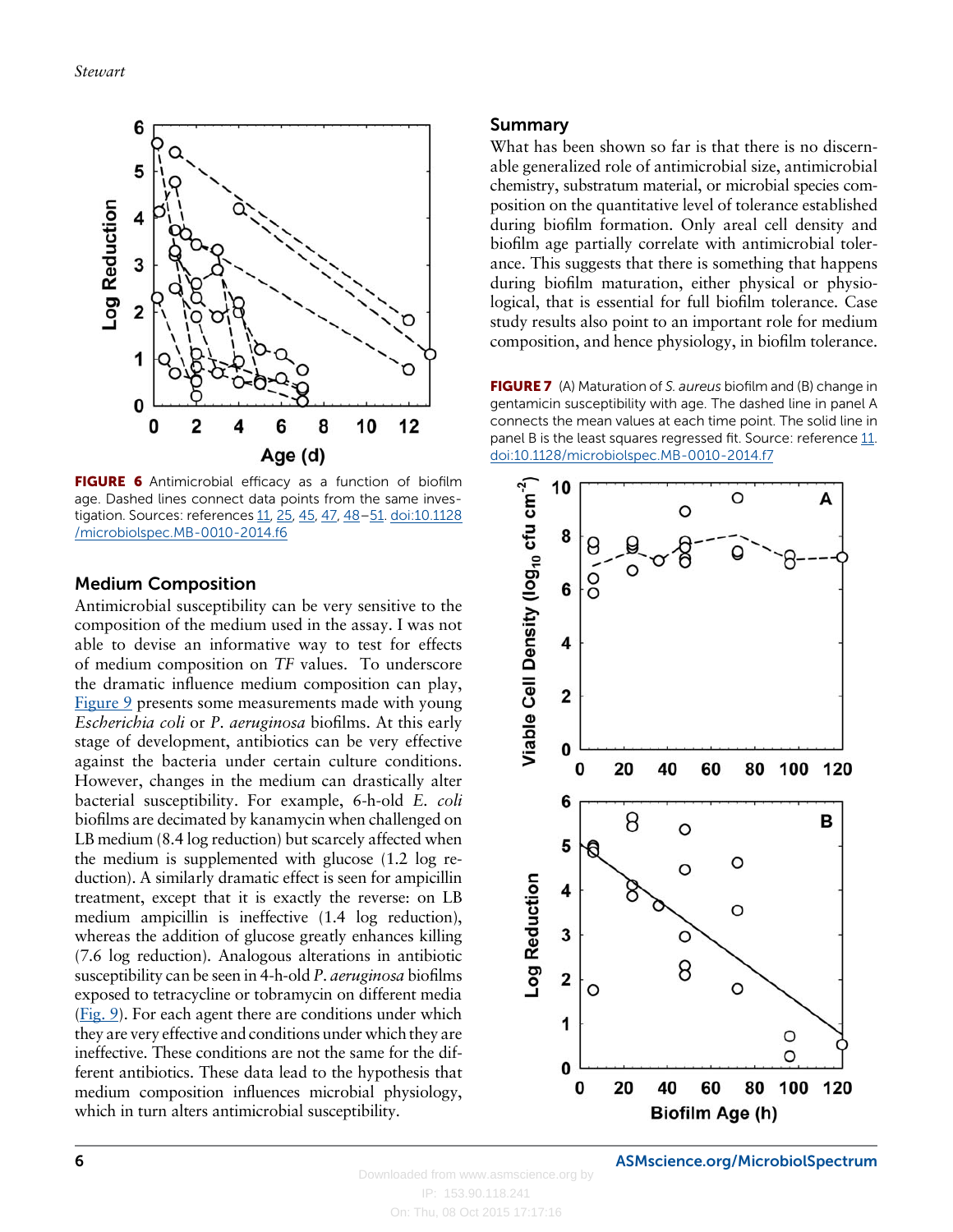FIGURE 6 Antimicrobial efficacy as a function of biofilm age. Dashed lines connect data points from the same investigation. Sources: references 11, 25, 45, 47, 48–51. doi:10.1128/microbiolspec.MB-0010-2014.f6

## Medium Composition

Antimicrobial susceptibility can be very sensitive to the composition of the medium used in the assay. I was not able to devise an informative way to test for effects of medium composition on *TF* values. To underscore the dramatic influence medium composition can play, Figure 9 presents some measurements made with young *Escherichia coli* or *P. aeruginosa* biofilms. At this early stage of development, antibiotics can be very effective against the bacteria under certain culture conditions. However, changes in the medium can drastically alter bacterial susceptibility. For example, 6-h-old *E. coli* biofilms are decimated by kanamycin when challenged on LB medium (8.4 log reduction) but scarcely affected when the medium is supplemented with glucose (1.2 log reduction). A similarly dramatic effect is seen for ampicillin treatment, except that it is exactly the reverse: on LB medium ampicillin is ineffective (1.4 log reduction), whereas the addition of glucose greatly enhances killing (7.6 log reduction). Analogous alterations in antibiotic susceptibility can be seen in 4-h-old *P. aeruginosa* biofilms exposed to tetracycline or tobramycin on different media (Fig. 9). For each agent there are conditions under which they are very effective and conditions under which they are ineffective. These conditions are not the same for the different antibiotics. These data lead to the hypothesis that medium composition influences microbial physiology, which in turn alters antimicrobial susceptibility.

## Summary

What has been shown so far is that there is no discernable generalized role of antimicrobial size, antimicrobial chemistry, substratum material, or microbial species composition on the quantitative level of tolerance established during biofilm formation. Only areal cell density and biofilm age partially correlate with antimicrobial tolerance. This suggests that there is something that happens during biofilm maturation, either physical or physiological, that is essential for full biofilm tolerance. Case study results also point to an important role for medium composition, and hence physiology, in biofilm tolerance.

FIGURE 7 (A) Maturation of *S. aureus* biofilm and (B) change in gentamicin susceptibility with age. The dashed line in panel A connects the mean values at each time point. The solid line in panel B is the least squares regressed fit. Source: reference 11. doi:10.1128/microbiolspec.MB-0010-2014.f7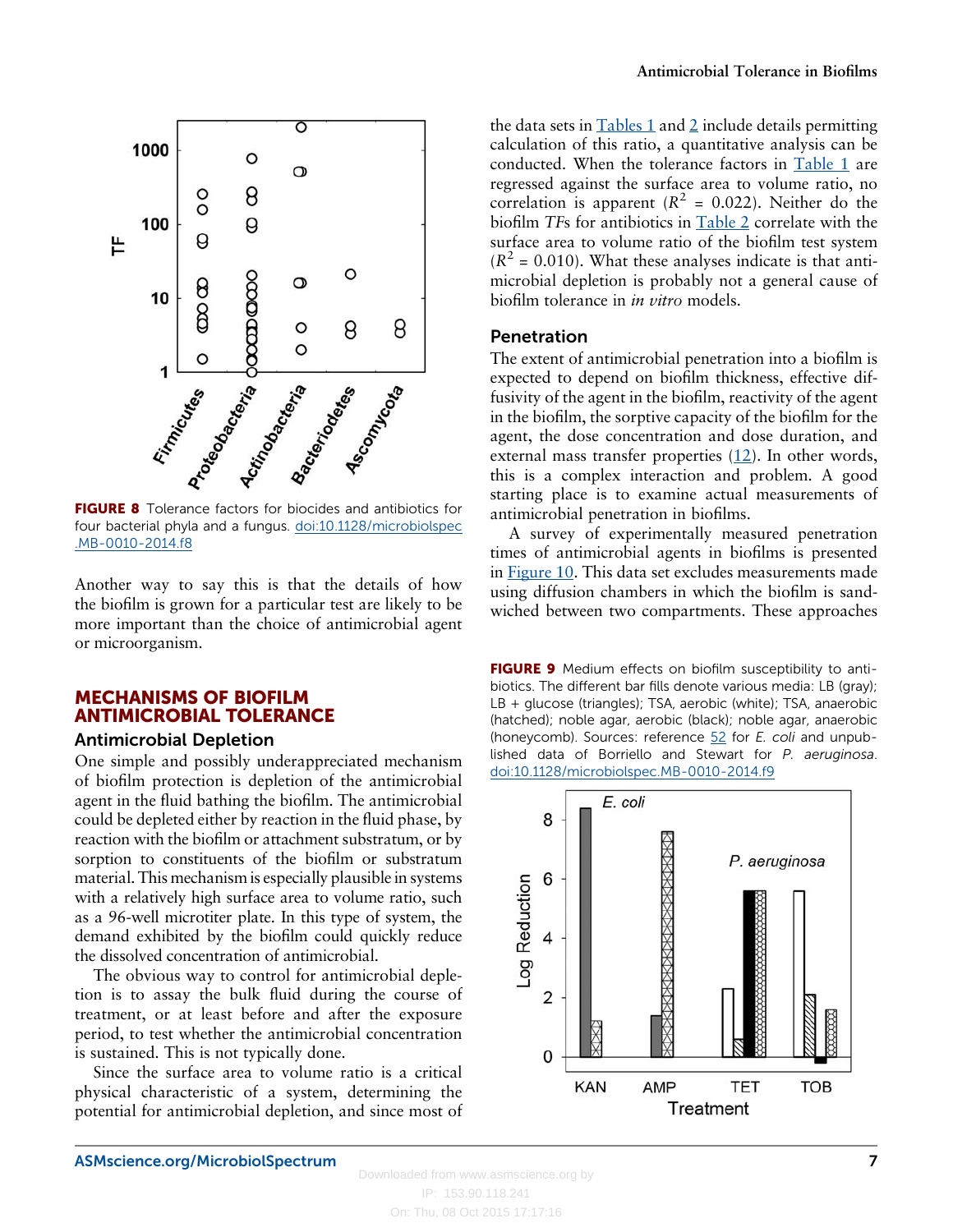FIGURE 8 Tolerance factors for biocides and antibiotics for four bacterial phyla and a fungus. doi:10.1128/microbiolspec.MB-0010-2014.f8

Another way to say this is that the details of how the biofilm is grown for a particular test are likely to be more important than the choice of antimicrobial agent or microorganism.

## MECHANISMS OF BIOFILM ANTIMICROBIAL TOLERANCE

### Antimicrobial Depletion

One simple and possibly underappreciated mechanism of biofilm protection is depletion of the antimicrobial agent in the fluid bathing the biofilm. The antimicrobial could be depleted either by reaction in the fluid phase, by reaction with the biofilm or attachment substratum, or by sorption to constituents of the biofilm or substratum material. This mechanism is especially plausible in systems with a relatively high surface area to volume ratio, such as a 96-well microtiter plate. In this type of system, the demand exhibited by the biofilm could quickly reduce the dissolved concentration of antimicrobial.

The obvious way to control for antimicrobial depletion is to assay the bulk fluid during the course of treatment, or at least before and after the exposure period, to test whether the antimicrobial concentration is sustained. This is not typically done.

Since the surface area to volume ratio is a critical physical characteristic of a system, determining the potential for antimicrobial depletion, and since most of the data sets in Tables 1 and 2 include details permitting calculation of this ratio, a quantitative analysis can be conducted. When the tolerance factors in Table 1 are regressed against the surface area to volume ratio, no correlation is apparent ($R^2 = 0.022$). Neither do the biofilm *TF*s for antibiotics in Table 2 correlate with the surface area to volume ratio of the biofilm test system ($R^2 = 0.010$). What these analyses indicate is that antimicrobial depletion is probably not a general cause of biofilm tolerance in *in vitro* models.

### Penetration

The extent of antimicrobial penetration into a biofilm is expected to depend on biofilm thickness, effective diffusivity of the agent in the biofilm, reactivity of the agent in the biofilm, the sorptive capacity of the biofilm for the agent, the dose concentration and dose duration, and external mass transfer properties (12). In other words, this is a complex interaction and problem. A good starting place is to examine actual measurements of antimicrobial penetration in biofilms.

A survey of experimentally measured penetration times of antimicrobial agents in biofilms is presented in Figure 10. This data set excludes measurements made using diffusion chambers in which the biofilm is sandwiched between two compartments. These approaches

FIGURE 9 Medium effects on biofilm susceptibility to antibiotics. The different bar fills denote various media: LB (gray); LB + glucose (triangles); TSA, aerobic (white); TSA, anaerobic (hatched); noble agar, aerobic (black); noble agar, anaerobic (honeycomb). Sources: reference 52 for *E. coli* and unpublished data of Borriello and Stewart for *P. aeruginosa*. doi:10.1128/microbiolspec.MB-0010-2014.f9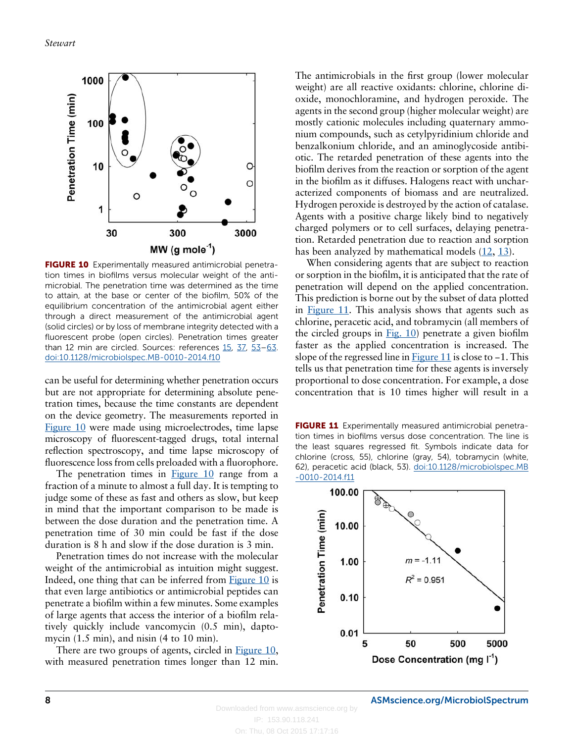**FIGURE 10** Experimentally measured antimicrobial penetration times in biofilms versus molecular weight of the antimicrobial. The penetration time was determined as the time to attain, at the base or center of the biofilm, 50% of the equilibrium concentration of the antimicrobial agent either through a direct measurement of the antimicrobial agent (solid circles) or by loss of membrane integrity detected with a fluorescent probe (open circles). Penetration times greater than 12 min are circled. Sources: references 15, 37, 53–63. doi:10.1128/microbiolspec.MB-0010-2014.f10

can be useful for determining whether penetration occurs but are not appropriate for determining absolute penetration times, because the time constants are dependent on the device geometry. The measurements reported in Figure 10 were made using microelectrodes, time lapse microscopy of fluorescent-tagged drugs, total internal reflection spectroscopy, and time lapse microscopy of fluorescence loss from cells preloaded with a fluorophore.

The penetration times in Figure 10 range from a fraction of a minute to almost a full day. It is tempting to judge some of these as fast and others as slow, but keep in mind that the important comparison to be made is between the dose duration and the penetration time. A penetration time of 30 min could be fast if the dose duration is 8 h and slow if the dose duration is 3 min.

Penetration times do not increase with the molecular weight of the antimicrobial as intuition might suggest. Indeed, one thing that can be inferred from Figure 10 is that even large antibiotics or antimicrobial peptides can penetrate a biofilm within a few minutes. Some examples of large agents that access the interior of a biofilm relatively quickly include vancomycin (0.5 min), daptomycin (1.5 min), and nisin (4 to 10 min).

There are two groups of agents, circled in Figure 10, with measured penetration times longer than 12 min. The antimicrobials in the first group (lower molecular weight) are all reactive oxidants: chlorine, chlorine dioxide, monochloramine, and hydrogen peroxide. The agents in the second group (higher molecular weight) are mostly cationic molecules including quaternary ammonium compounds, such as cetylpyridinium chloride and benzalkonium chloride, and an aminoglycoside antibiotic. The retarded penetration of these agents into the biofilm derives from the reaction or sorption of the agent in the biofilm as it diffuses. Halogens react with uncharacterized components of biomass and are neutralized. Hydrogen peroxide is destroyed by the action of catalase. Agents with a positive charge likely bind to negatively charged polymers or to cell surfaces, delaying penetration. Retarded penetration due to reaction and sorption has been analyzed by mathematical models (12, 13).

When considering agents that are subject to reaction or sorption in the biofilm, it is anticipated that the rate of penetration will depend on the applied concentration. This prediction is borne out by the subset of data plotted in Figure 11. This analysis shows that agents such as chlorine, peracetic acid, and tobramycin (all members of the circled groups in Fig. 10) penetrate a given biofilm faster as the applied concentration is increased. The slope of the regressed line in Figure 11 is close to –1. This tells us that penetration time for these agents is inversely proportional to dose concentration. For example, a dose concentration that is 10 times higher will result in a

**FIGURE 11** Experimentally measured antimicrobial penetration times in biofilms versus dose concentration. The line is the least squares regressed fit. Symbols indicate data for chlorine (cross, 55), chlorine (gray, 54), tobramycin (white, 62), peracetic acid (black, 53). doi:10.1128/microbiolspec.MB-0010-2014.f11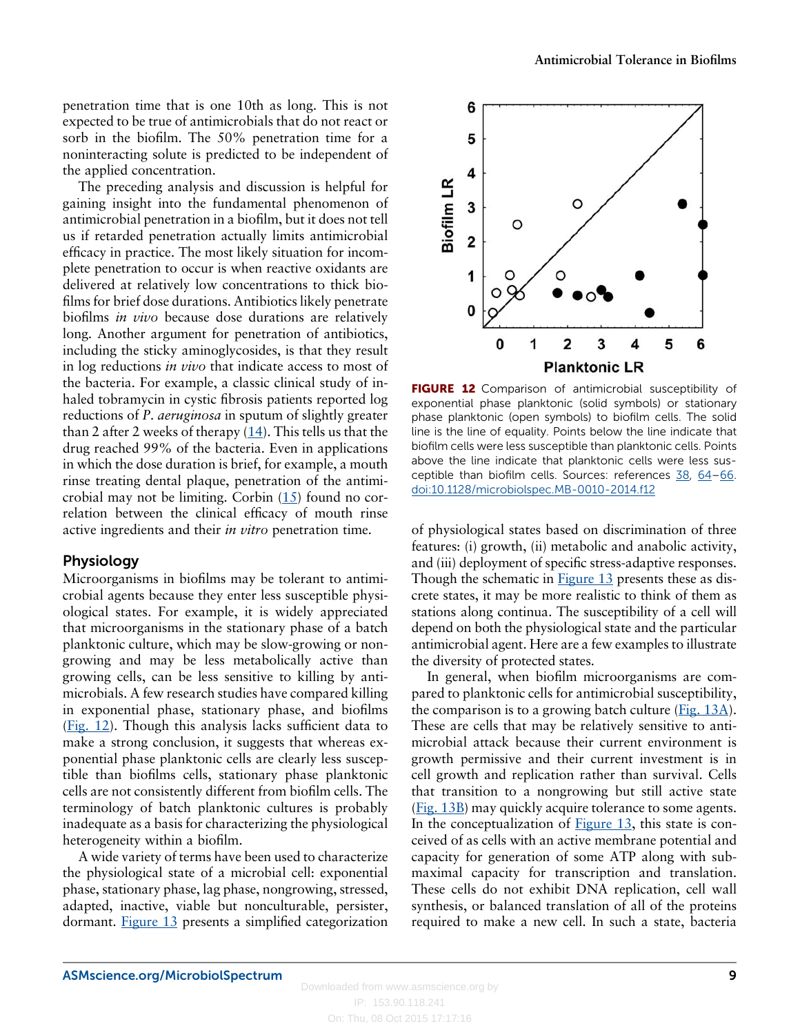penetration time that is one 10th as long. This is not expected to be true of antimicrobials that do not react or sorb in the biofilm. The 50% penetration time for a noninteracting solute is predicted to be independent of the applied concentration.

The preceding analysis and discussion is helpful for gaining insight into the fundamental phenomenon of antimicrobial penetration in a biofilm, but it does not tell us if retarded penetration actually limits antimicrobial efficacy in practice. The most likely situation for incomplete penetration to occur is when reactive oxidants are delivered at relatively low concentrations to thick biofilms for brief dose durations. Antibiotics likely penetrate biofilms *in vivo* because dose durations are relatively long. Another argument for penetration of antibiotics, including the sticky aminoglycosides, is that they result in log reductions *in vivo* that indicate access to most of the bacteria. For example, a classic clinical study of inhaled tobramycin in cystic fibrosis patients reported log reductions of *P. aeruginosa* in sputum of slightly greater than 2 after 2 weeks of therapy (14). This tells us that the drug reached 99% of the bacteria. Even in applications in which the dose duration is brief, for example, a mouth rinse treating dental plaque, penetration of the antimicrobial may not be limiting. Corbin (15) found no correlation between the clinical efficacy of mouth rinse active ingredients and their *in vitro* penetration time.

## Physiology

Microorganisms in biofilms may be tolerant to antimicrobial agents because they enter less susceptible physiological states. For example, it is widely appreciated that microorganisms in the stationary phase of a batch planktonic culture, which may be slow-growing or nongrowing and may be less metabolically active than growing cells, can be less sensitive to killing by antimicrobials. A few research studies have compared killing in exponential phase, stationary phase, and biofilms (Fig. 12). Though this analysis lacks sufficient data to make a strong conclusion, it suggests that whereas exponential phase planktonic cells are clearly less susceptible than biofilms cells, stationary phase planktonic cells are not consistently different from biofilm cells. The terminology of batch planktonic cultures is probably inadequate as a basis for characterizing the physiological heterogeneity within a biofilm.

A wide variety of terms have been used to characterize the physiological state of a microbial cell: exponential phase, stationary phase, lag phase, nongrowing, stressed, adapted, inactive, viable but nonculturable, persister, dormant. Figure 13 presents a simplified categorization of physiological states based on discrimination of three features: (i) growth, (ii) metabolic and anabolic activity, and (iii) deployment of specific stress-adaptive responses. Though the schematic in Figure 13 presents these as discrete states, it may be more realistic to think of them as stations along continua. The susceptibility of a cell will depend on both the physiological state and the particular antimicrobial agent. Here are a few examples to illustrate the diversity of protected states.

**FIGURE 12** Comparison of antimicrobial susceptibility of exponential phase planktonic (solid symbols) or stationary phase planktonic (open symbols) to biofilm cells. The solid line is the line of equality. Points below the line indicate that biofilm cells were less susceptible than planktonic cells. Points above the line indicate that planktonic cells were less susceptible than biofilm cells. Sources: references 38, 64–66. doi:10.1128/microbiolspec.MB-0010-2014.f12

In general, when biofilm microorganisms are compared to planktonic cells for antimicrobial susceptibility, the comparison is to a growing batch culture (Fig. 13A). These are cells that may be relatively sensitive to antimicrobial attack because their current environment is growth permissive and their current investment is in cell growth and replication rather than survival. Cells that transition to a nongrowing but still active state (Fig. 13B) may quickly acquire tolerance to some agents. In the conceptualization of Figure 13, this state is conceived of as cells with an active membrane potential and capacity for generation of some ATP along with submaximal capacity for transcription and translation. These cells do not exhibit DNA replication, cell wall synthesis, or balanced translation of all of the proteins required to make a new cell. In such a state, bacteria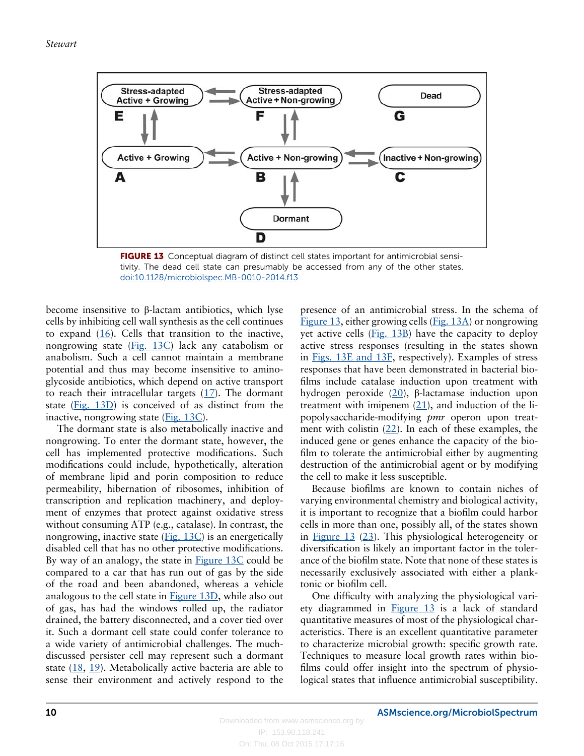**FIGURE 13** Conceptual diagram of distinct cell states important for antimicrobial sensitivity. The dead cell state can presumably be accessed from any of the other states. doi:10.1128/microbiolspec.MB-0010-2014.f13

become insensitive to β-lactam antibiotics, which lyse cells by inhibiting cell wall synthesis as the cell continues to expand (16). Cells that transition to the inactive, nongrowing state (Fig. 13C) lack any catabolism or anabolism. Such a cell cannot maintain a membrane potential and thus may become insensitive to aminoglycoside antibiotics, which depend on active transport to reach their intracellular targets (17). The dormant state (Fig. 13D) is conceived of as distinct from the inactive, nongrowing state (Fig. 13C).

The dormant state is also metabolically inactive and nongrowing. To enter the dormant state, however, the cell has implemented protective modifications. Such modifications could include, hypothetically, alteration of membrane lipid and porin composition to reduce permeability, hibernation of ribosomes, inhibition of transcription and replication machinery, and deployment of enzymes that protect against oxidative stress without consuming ATP (e.g., catalase). In contrast, the nongrowing, inactive state (Fig. 13C) is an energetically disabled cell that has no other protective modifications. By way of an analogy, the state in Figure 13C could be compared to a car that has run out of gas by the side of the road and been abandoned, whereas a vehicle analogous to the cell state in Figure 13D, while also out of gas, has had the windows rolled up, the radiator drained, the battery disconnected, and a cover tied over it. Such a dormant cell state could confer tolerance to a wide variety of antimicrobial challenges. The much-discussed persister cell may represent such a dormant state (18, 19). Metabolically active bacteria are able to sense their environment and actively respond to the presence of an antimicrobial stress. In the schema of Figure 13, either growing cells (Fig. 13A) or nongrowing yet active cells (Fig. 13B) have the capacity to deploy active stress responses (resulting in the states shown in Figs. 13E and 13F, respectively). Examples of stress responses that have been demonstrated in bacterial biofilms include catalase induction upon treatment with hydrogen peroxide (20), β-lactamase induction upon treatment with imipenem (21), and induction of the lipopolysaccharide-modifying *pmr* operon upon treatment with colistin (22). In each of these examples, the induced gene or genes enhance the capacity of the biofilm to tolerate the antimicrobial either by augmenting destruction of the antimicrobial agent or by modifying the cell to make it less susceptible.

Because biofilms are known to contain niches of varying environmental chemistry and biological activity, it is important to recognize that a biofilm could harbor cells in more than one, possibly all, of the states shown in Figure 13 (23). This physiological heterogeneity or diversification is likely an important factor in the tolerance of the biofilm state. Note that none of these states is necessarily exclusively associated with either a planktonic or biofilm cell.

One difficulty with analyzing the physiological variety diagrammed in Figure 13 is a lack of standard quantitative measures of most of the physiological characteristics. There is an excellent quantitative parameter to characterize microbial growth: specific growth rate. Techniques to measure local growth rates within biofilms could offer insight into the spectrum of physiological states that influence antimicrobial susceptibility.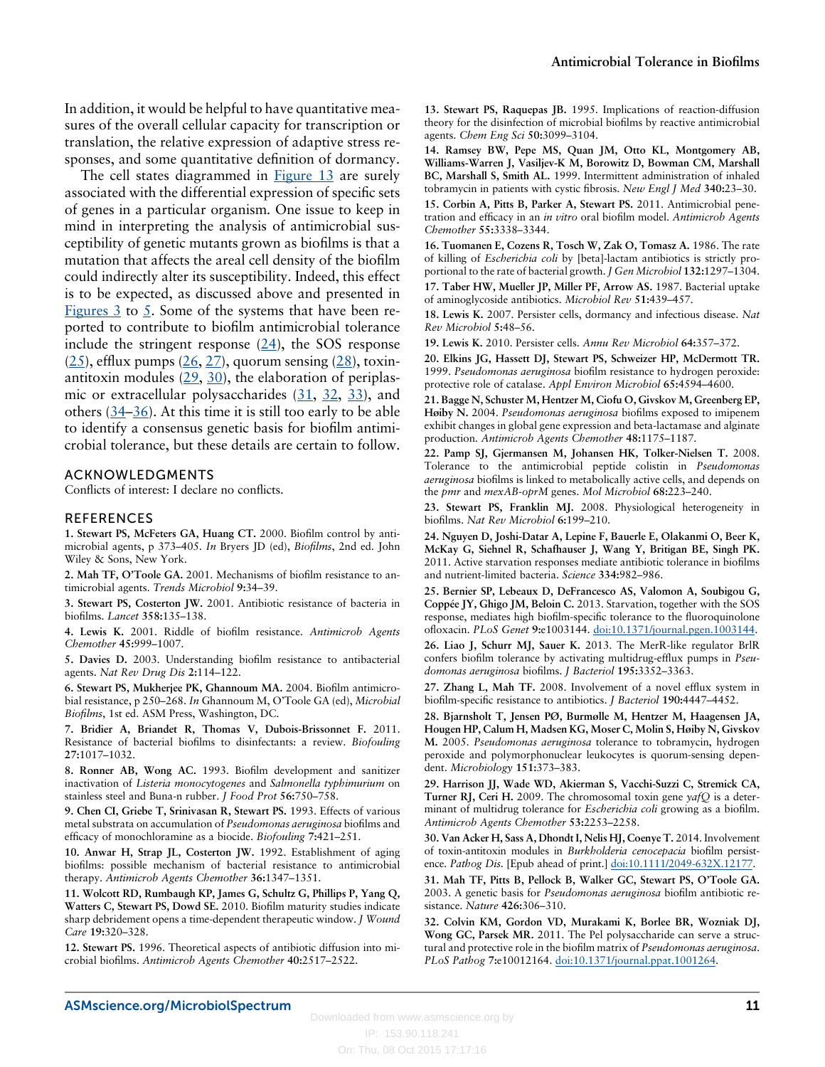In addition, it would be helpful to have quantitative measures of the overall cellular capacity for transcription or translation, the relative expression of adaptive stress responses, and some quantitative definition of dormancy.

The cell states diagrammed in Figure 13 are surely associated with the differential expression of specific sets of genes in a particular organism. One issue to keep in mind in interpreting the analysis of antimicrobial susceptibility of genetic mutants grown as biofilms is that a mutation that affects the areal cell density of the biofilm could indirectly alter its susceptibility. Indeed, this effect is to be expected, as discussed above and presented in Figures 3 to 5. Some of the systems that have been reported to contribute to biofilm antimicrobial tolerance include the stringent response (24), the SOS response (25), efflux pumps (26, 27), quorum sensing (28), toxin-antitoxin modules (29, 30), the elaboration of periplasmic or extracellular polysaccharides (31, 32, 33), and others (34–36). At this time it is still too early to be able to identify a consensus genetic basis for biofilm antimicrobial tolerance, but these details are certain to follow.

## ACKNOWLEDGMENTS

Conflicts of interest: I declare no conflicts.

## REFERENCES

1. **Stewart PS, McFeters GA, Huang CT.** 2000. Biofilm control by antimicrobial agents, p 373–405. *In* Bryers JD (ed), *Biofilms*, 2nd ed. John Wiley & Sons, New York.
2. **Mah TF, O'Toole GA.** 2001. Mechanisms of biofilm resistance to antimicrobial agents. *Trends Microbiol* **9:**34–39.
3. **Stewart PS, Costerton JW.** 2001. Antibiotic resistance of bacteria in biofilms. *Lancet* **358:**135–138.
4. **Lewis K.** 2001. Riddle of biofilm resistance. *Antimicrob Agents Chemother* **45:**999–1007.
5. **Davies D.** 2003. Understanding biofilm resistance to antibacterial agents. *Nat Rev Drug Dis* **2:**114–122.
6. **Stewart PS, Mukherjee PK, Ghannoum MA.** 2004. Biofilm antimicrobial resistance, p 250–268. *In* Ghannoum M, O'Toole GA (ed), *Microbial Biofilms*, 1st ed. ASM Press, Washington, DC.
7. **Bridier A, Briandet R, Thomas V, Dubois-Brissonnet F.** 2011. Resistance of bacterial biofilms to disinfectants: a review. *Biofouling* **27:**1017–1032.
8. **Ronner AB, Wong AC.** 1993. Biofilm development and sanitizer inactivation of *Listeria monocytogenes* and *Salmonella typhimurium* on stainless steel and Buna-n rubber. *J Food Prot* **56:**750–758.
9. **Chen CI, Griebe T, Srinivasan R, Stewart PS.** 1993. Effects of various metal substrata on accumulation of *Pseudomonas aeruginosa* biofilms and efficacy of monochloramine as a biocide. *Biofouling* **7:**421–251.
10. **Anwar H, Strap JL, Costerton JW.** 1992. Establishment of aging biofilms: possible mechanism of bacterial resistance to antimicrobial therapy. *Antimicrob Agents Chemother* **36:**1347–1351.
11. **Wolcott RD, Rumbaugh KP, James G, Schultz G, Phillips P, Yang Q, Watters C, Stewart PS, Dowd SE.** 2010. Biofilm maturity studies indicate sharp debridement opens a time-dependent therapeutic window. *J Wound Care* **19:**320–328.
12. **Stewart PS.** 1996. Theoretical aspects of antibiotic diffusion into microbial biofilms. *Antimicrob Agents Chemother* **40:**2517–2522.
13. **Stewart PS, Raquepas JB.** 1995. Implications of reaction-diffusion theory for the disinfection of microbial biofilms by reactive antimicrobial agents. *Chem Eng Sci* **50:**3099–3104.
14. **Ramsey BW, Pepe MS, Quan JM, Otto KL, Montgomery AB, Williams-Warren J, Vasiljev-K M, Borowitz D, Bowman CM, Marshall BC, Marshall S, Smith AL.** 1999. Intermittent administration of inhaled tobramycin in patients with cystic fibrosis. *New Engl J Med* **340:**23–30.
15. **Corbin A, Pitts B, Parker A, Stewart PS.** 2011. Antimicrobial penetration and efficacy in an *in vitro* oral biofilm model. *Antimicrob Agents Chemother* **55:**3338–3344.
16. **Tuomanen E, Cozens R, Tosch W, Zak O, Tomasz A.** 1986. The rate of killing of *Escherichia coli* by [beta]-lactam antibiotics is strictly proportional to the rate of bacterial growth. *J Gen Microbiol* **132:**1297–1304.
17. **Taber HW, Mueller JP, Miller PF, Arrow AS.** 1987. Bacterial uptake of aminoglycoside antibiotics. *Microbiol Rev* **51:**439–457.
18. **Lewis K.** 2007. Persister cells, dormancy and infectious disease. *Nat Rev Microbiol* **5:**48–56.
19. **Lewis K.** 2010. Persister cells. *Annu Rev Microbiol* **64:**357–372.
20. **Elkins JG, Hassett DJ, Stewart PS, Schweizer HP, McDermott TR.** 1999. *Pseudomonas aeruginosa* biofilm resistance to hydrogen peroxide: protective role of catalase. *Appl Environ Microbiol* **65:**4594–4600.
21. **Bagge N, Schuster M, Hentzer M, Ciofu O, Givskov M, Greenberg EP, Høiby N.** 2004. *Pseudomonas aeruginosa* biofilms exposed to imipenem exhibit changes in global gene expression and beta-lactamase and alginate production. *Antimicrob Agents Chemother* **48:**1175–1187.
22. **Pamp SJ, Gjermansen M, Johansen HK, Tolker-Nielsen T.** 2008. Tolerance to the antimicrobial peptide colistin in *Pseudomonas aeruginosa* biofilms is linked to metabolically active cells, and depends on the *pmr* and *mexAB-oprM* genes. *Mol Microbiol* **68:**223–240.
23. **Stewart PS, Franklin MJ.** 2008. Physiological heterogeneity in biofilms. *Nat Rev Microbiol* **6:**199–210.
24. **Nguyen D, Joshi-Datar A, Lepine F, Bauerle E, Olakanmi O, Beer K, McKay G, Siehnel R, Schafhauser J, Wang Y, Britigan BE, Singh PK.** 2011. Active starvation responses mediate antibiotic tolerance in biofilms and nutrient-limited bacteria. *Science* **334:**982–986.
25. **Bernier SP, Lebeaux D, DeFrancesco AS, Valomon A, Soubigou G, Coppée JY, Ghigo JM, Beloin C.** 2013. Starvation, together with the SOS response, mediates high biofilm-specific tolerance to the fluoroquinolone ofloxacin. *PLoS Genet* **9:**e1003144. doi:10.1371/journal.pgen.1003144.
26. **Liao J, Schurr MJ, Sauer K.** 2013. The MerR-like regulator BrlR confers biofilm tolerance by activating multidrug-efflux pumps in *Pseudomonas aeruginosa* biofilms. *J Bacteriol* **195:**3352–3363.
27. **Zhang L, Mah TF.** 2008. Involvement of a novel efflux system in biofilm-specific resistance to antibiotics. *J Bacteriol* **190:**4447–4452.
28. **Bjarnsholt T, Jensen PØ, Burmølle M, Hentzer M, Haagensen JA, Hougen HP, Calum H, Madsen KG, Moser C, Molin S, Høiby N, Givskov M.** 2005. *Pseudomonas aeruginosa* tolerance to tobramycin, hydrogen peroxide and polymorphonuclear leukocytes is quorum-sensing dependent. *Microbiology* **151:**373–383.
29. **Harrison JJ, Wade WD, Akierman S, Vacchi-Suzzi C, Stremick CA, Turner RJ, Ceri H.** 2009. The chromosomal toxin gene *yafQ* is a determinant of multidrug tolerance for *Escherichia coli* growing as a biofilm. *Antimicrob Agents Chemother* **53:**2253–2258.
30. **Van Acker H, Sass A, Dhondt I, Nelis HJ, Coenye T.** 2014. Involvement of toxin-antitoxin modules in *Burkholderia cenocepacia* biofilm persistence. *Pathog Dis.* [Epub ahead of print.] doi:10.1111/2049-632X.12177.
31. **Mah TF, Pitts B, Pellock B, Walker GC, Stewart PS, O'Toole GA.** 2003. A genetic basis for *Pseudomonas aeruginosa* biofilm antibiotic resistance. *Nature* **426:**306–310.
32. **Colvin KM, Gordon VD, Murakami K, Borlee BR, Wozniak DJ, Wong GC, Parsek MR.** 2011. The Pel polysaccharide can serve a structural and protective role in the biofilm matrix of *Pseudomonas aeruginosa*. *PLoS Pathog* **7:**e10012164. doi:10.1371/journal.ppat.1001264.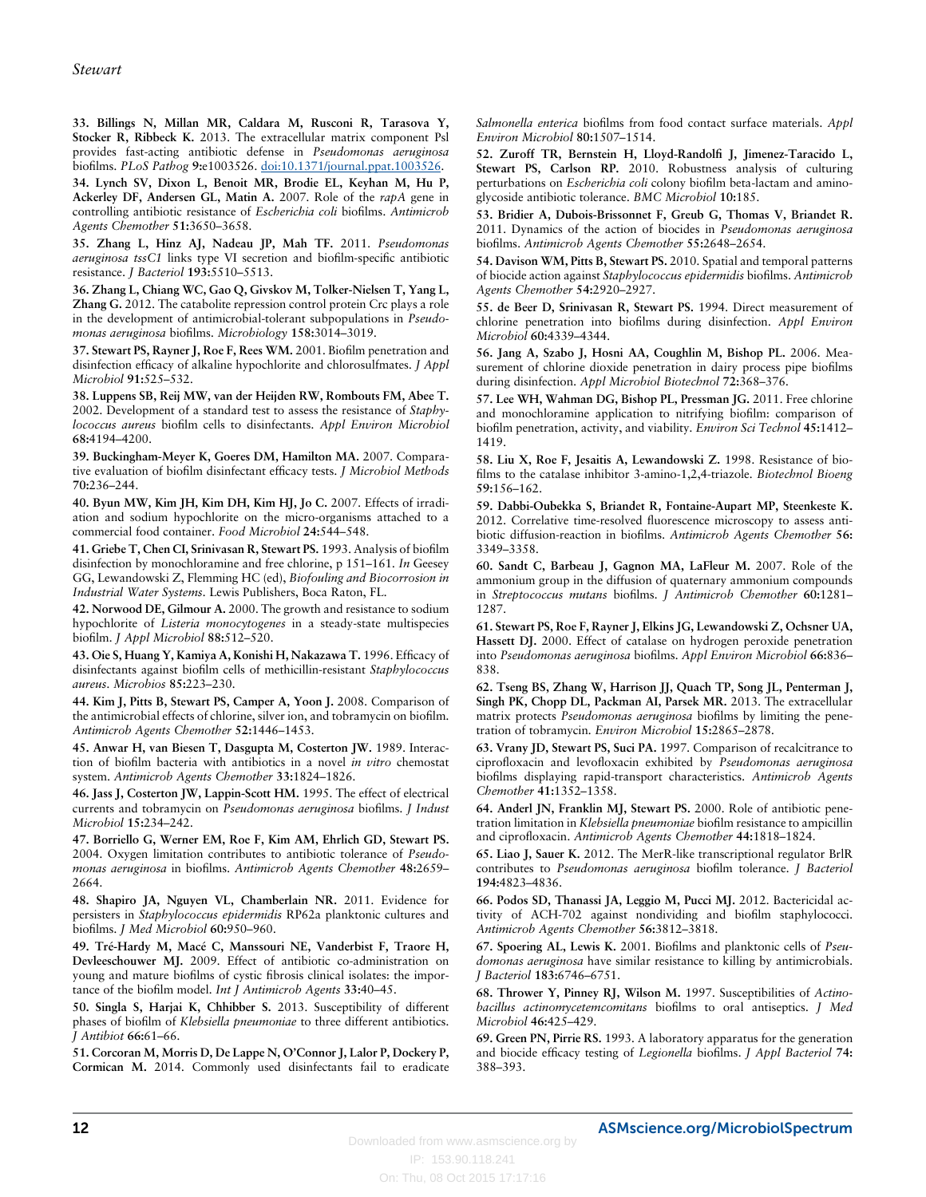33. **Billings N, Millan MR, Caldara M, Rusconi R, Tarasova Y, Stocker R, Ribbeck K.** 2013. The extracellular matrix component Psl provides fast-acting antibiotic defense in *Pseudomonas aeruginosa* biofilms. *PLoS Pathog* **9:**e1003526. doi:10.1371/journal.ppat.1003526.

34. **Lynch SV, Dixon L, Benoit MR, Brodie EL, Keyhan M, Hu P, Ackerley DF, Andersen GL, Matin A.** 2007. Role of the *rapA* gene in controlling antibiotic resistance of *Escherichia coli* biofilms. *Antimicrob Agents Chemother* **51:**3650–3658.

35. **Zhang L, Hinz AJ, Nadeau JP, Mah TF.** 2011. *Pseudomonas aeruginosa tssC1* links type VI secretion and biofilm-specific antibiotic resistance. *J Bacteriol* **193:**5510–5513.

36. **Zhang L, Chiang WC, Gao Q, Givskov M, Tolker-Nielsen T, Yang L, Zhang G.** 2012. The catabolite repression control protein Crc plays a role in the development of antimicrobial-tolerant subpopulations in *Pseudomonas aeruginosa* biofilms. *Microbiology* **158:**3014–3019.

37. **Stewart PS, Rayner J, Roe F, Rees WM.** 2001. Biofilm penetration and disinfection efficacy of alkaline hypochlorite and chlorosulfmates. *J Appl Microbiol* **91:**525–532.

38. **Luppens SB, Reij MW, van der Heijden RW, Rombouts FM, Abee T.** 2002. Development of a standard test to assess the resistance of *Staphylococcus aureus* biofilm cells to disinfectants. *Appl Environ Microbiol* **68:**4194–4200.

39. **Buckingham-Meyer K, Goeres DM, Hamilton MA.** 2007. Comparative evaluation of biofilm disinfectant efficacy tests. *J Microbiol Methods* **70:**236–244.

40. **Byun MW, Kim JH, Kim DH, Kim HJ, Jo C.** 2007. Effects of irradiation and sodium hypochlorite on the micro-organisms attached to a commercial food container. *Food Microbiol* **24:**544–548.

41. **Griebe T, Chen CI, Srinivasan R, Stewart PS.** 1993. Analysis of biofilm disinfection by monochloramine and free chlorine, p 151–161. *In* Geesey GG, Lewandowski Z, Flemming HC (ed), *Biofouling and Biocorrosion in Industrial Water Systems*. Lewis Publishers, Boca Raton, FL.

42. **Norwood DE, Gilmour A.** 2000. The growth and resistance to sodium hypochlorite of *Listeria monocytogenes* in a steady-state multispecies biofilm. *J Appl Microbiol* **88:**512–520.

43. **Oie S, Huang Y, Kamiya A, Konishi H, Nakazawa T.** 1996. Efficacy of disinfectants against biofilm cells of methicillin-resistant *Staphylococcus aureus*. *Microbios* **85:**223–230.

44. **Kim J, Pitts B, Stewart PS, Camper A, Yoon J.** 2008. Comparison of the antimicrobial effects of chlorine, silver ion, and tobramycin on biofilm. *Antimicrob Agents Chemother* **52:**1446–1453.

45. **Anwar H, van Biesen T, Dasgupta M, Costerton JW.** 1989. Interaction of biofilm bacteria with antibiotics in a novel *in vitro* chemostat system. *Antimicrob Agents Chemother* **33:**1824–1826.

46. **Jass J, Costerton JW, Lappin-Scott HM.** 1995. The effect of electrical currents and tobramycin on *Pseudomonas aeruginosa* biofilms. *J Indust Microbiol* **15:**234–242.

47. **Borriello G, Werner EM, Roe F, Kim AM, Ehrlich GD, Stewart PS.** 2004. Oxygen limitation contributes to antibiotic tolerance of *Pseudomonas aeruginosa* in biofilms. *Antimicrob Agents Chemother* **48:**2659–2664.

48. **Shapiro JA, Nguyen VL, Chamberlain NR.** 2011. Evidence for persisters in *Staphylococcus epidermidis* RP62a planktonic cultures and biofilms. *J Med Microbiol* **60:**950–960.

49. **Tré-Hardy M, Macé C, Manssouri NE, Vanderbist F, Traore H, Devleeschouwer MJ.** 2009. Effect of antibiotic co-administration on young and mature biofilms of cystic fibrosis clinical isolates: the importance of the biofilm model. *Int J Antimicrob Agents* **33:**40–45.

50. **Singla S, Harjai K, Chhibber S.** 2013. Susceptibility of different phases of biofilm of *Klebsiella pneumoniae* to three different antibiotics. *J Antibiot* **66:**61–66.

51. **Corcoran M, Morris D, De Lappe N, O'Connor J, Lalor P, Dockery P, Cormican M.** 2014. Commonly used disinfectants fail to eradicate *Salmonella enterica* biofilms from food contact surface materials. *Appl Environ Microbiol* **80:**1507–1514.

52. **Zuroff TR, Bernstein H, Lloyd-Randolfi J, Jimenez-Taracido L, Stewart PS, Carlson RP.** 2010. Robustness analysis of culturing perturbations on *Escherichia coli* colony biofilm beta-lactam and aminoglycoside antibiotic tolerance. *BMC Microbiol* **10:**185.

53. **Bridier A, Dubois-Brissonnet F, Greub G, Thomas V, Briandet R.** 2011. Dynamics of the action of biocides in *Pseudomonas aeruginosa* biofilms. *Antimicrob Agents Chemother* **55:**2648–2654.

54. **Davison WM, Pitts B, Stewart PS.** 2010. Spatial and temporal patterns of biocide action against *Staphylococcus epidermidis* biofilms. *Antimicrob Agents Chemother* **54:**2920–2927.

55. **de Beer D, Srinivasan R, Stewart PS.** 1994. Direct measurement of chlorine penetration into biofilms during disinfection. *Appl Environ Microbiol* **60:**4339–4344.

56. **Jang A, Szabo J, Hosni AA, Coughlin M, Bishop PL.** 2006. Measurement of chlorine dioxide penetration in dairy process pipe biofilms during disinfection. *Appl Microbiol Biotechnol* **72:**368–376.

57. **Lee WH, Wahman DG, Bishop PL, Pressman JG.** 2011. Free chlorine and monochloramine application to nitrifying biofilm: comparison of biofilm penetration, activity, and viability. *Environ Sci Technol* **45:**1412–1419.

58. **Liu X, Roe F, Jesaitis A, Lewandowski Z.** 1998. Resistance of biofilms to the catalase inhibitor 3-amino-1,2,4-triazole. *Biotechnol Bioeng* **59:**156–162.

59. **Dabbi-Oubekka S, Briandet R, Fontaine-Aupart MP, Steenkeste K.** 2012. Correlative time-resolved fluorescence microscopy to assess antibiotic diffusion-reaction in biofilms. *Antimicrob Agents Chemother* **56:**3349–3358.

60. **Sandt C, Barbeau J, Gagnon MA, LaFleur M.** 2007. Role of the ammonium group in the diffusion of quaternary ammonium compounds in *Streptococcus mutans* biofilms. *J Antimicrob Chemother* **60:**1281–1287.

61. **Stewart PS, Roe F, Rayner J, Elkins JG, Lewandowski Z, Ochsner UA, Hassett DJ.** 2000. Effect of catalase on hydrogen peroxide penetration into *Pseudomonas aeruginosa* biofilms. *Appl Environ Microbiol* **66:**836–838.

62. **Tseng BS, Zhang W, Harrison JJ, Quach TP, Song JL, Penterman J, Singh PK, Chopp DL, Packman AI, Parsek MR.** 2013. The extracellular matrix protects *Pseudomonas aeruginosa* biofilms by limiting the penetration of tobramycin. *Environ Microbiol* **15:**2865–2878.

63. **Vrany JD, Stewart PS, Suci PA.** 1997. Comparison of recalcitrance to ciprofloxacin and levofloxacin exhibited by *Pseudomonas aeruginosa* biofilms displaying rapid-transport characteristics. *Antimicrob Agents Chemother* **41:**1352–1358.

64. **Anderl JN, Franklin MJ, Stewart PS.** 2000. Role of antibiotic penetration limitation in *Klebsiella pneumoniae* biofilm resistance to ampicillin and ciprofloxacin. *Antimicrob Agents Chemother* **44:**1818–1824.

65. **Liao J, Sauer K.** 2012. The MerR-like transcriptional regulator BrlR contributes to *Pseudomonas aeruginosa* biofilm tolerance. *J Bacteriol* **194:**4823–4836.

66. **Podos SD, Thanassi JA, Leggio M, Pucci MJ.** 2012. Bactericidal activity of ACH-702 against nondividing and biofilm staphylococci. *Antimicrob Agents Chemother* **56:**3812–3818.

67. **Spoering AL, Lewis K.** 2001. Biofilms and planktonic cells of *Pseudomonas aeruginosa* have similar resistance to killing by antimicrobials. *J Bacteriol* **183:**6746–6751.

68. **Thrower Y, Pinney RJ, Wilson M.** 1997. Susceptibilities of *Actinobacillus actinomycetemcomitans* biofilms to oral antiseptics. *J Med Microbiol* **46:**425–429.

69. **Green PN, Pirrie RS.** 1993. A laboratory apparatus for the generation and biocide efficacy testing of *Legionella* biofilms. *J Appl Bacteriol* **74:**388–393.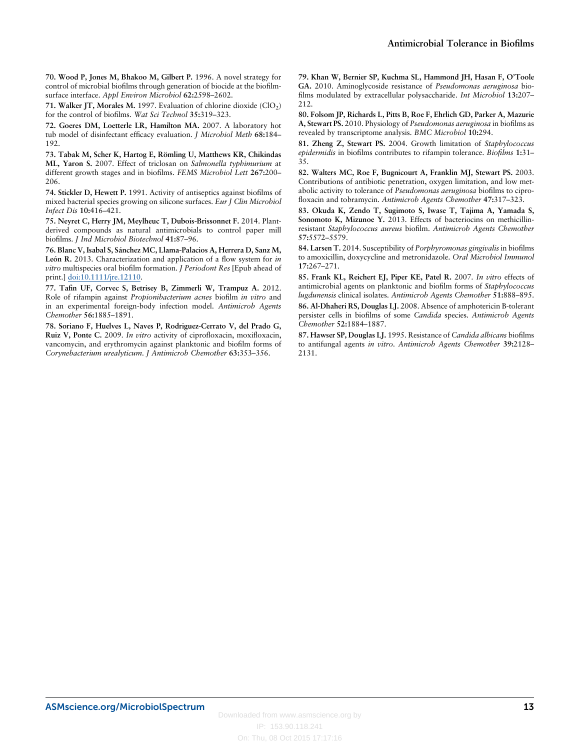**70. Wood P, Jones M, Bhakoo M, Gilbert P.** 1996. A novel strategy for control of microbial biofilms through generation of biocide at the biofilm-surface interface. *Appl Environ Microbiol* **62:**2598–2602.

**71. Walker JT, Morales M.** 1997. Evaluation of chlorine dioxide ($ClO_2$) for the control of biofilms. *Wat Sci Technol* **35:**319–323.

**72. Goeres DM, Loetterle LR, Hamilton MA.** 2007. A laboratory hot tub model of disinfectant efficacy evaluation. *J Microbiol Meth* **68:**184–192.

**73. Tabak M, Scher K, Hartog E, Römling U, Matthews KR, Chikindas ML, Yaron S.** 2007. Effect of triclosan on *Salmonella typhimurium* at different growth stages and in biofilms. *FEMS Microbiol Lett* **267:**200–206.

**74. Stickler D, Hewett P.** 1991. Activity of antiseptics against biofilms of mixed bacterial species growing on silicone surfaces. *Eur J Clin Microbiol Infect Dis* **10:**416–421.

**75. Neyret C, Herry JM, Meylheuc T, Dubois-Brissonnet F.** 2014. Plant-derived compounds as natural antimicrobials to control paper mill biofilms. *J Ind Microbiol Biotechnol* **41:**87–96.

**76. Blanc V, Isabal S, Sánchez MC, Llama-Palacios A, Herrera D, Sanz M, León R.** 2013. Characterization and application of a flow system for *in vitro* multispecies oral biofilm formation. *J Periodont Res* [Epub ahead of print.] doi:10.1111/jre.12110.

**77. Tafin UF, Corvec S, Betrisey B, Zimmerli W, Trampuz A.** 2012. Role of rifampin against *Propionibacterium acnes* biofilm *in vitro* and in an experimental foreign-body infection model. *Antimicrob Agents Chemother* **56:**1885–1891.

**78. Soriano F, Huelves L, Naves P, Rodriguez-Cerrato V, del Prado G, Ruiz V, Ponte C.** 2009. *In vitro* activity of ciprofloxacin, moxifloxacin, vancomycin, and erythromycin against planktonic and biofilm forms of *Corynebacterium urealyticum*. *J Antimicrob Chemother* **63:**353–356.

**79. Khan W, Bernier SP, Kuchma SL, Hammond JH, Hasan F, O'Toole GA.** 2010. Aminoglycoside resistance of *Pseudomonas aeruginosa* biofilms modulated by extracellular polysaccharide. *Int Microbiol* **13:**207–212.

**80. Folsom JP, Richards L, Pitts B, Roe F, Ehrlich GD, Parker A, Mazurie A, Stewart PS.** 2010. Physiology of *Pseudomonas aeruginosa* in biofilms as revealed by transcriptome analysis. *BMC Microbiol* **10:**294.

**81. Zheng Z, Stewart PS.** 2004. Growth limitation of *Staphylococcus epidermidis* in biofilms contributes to rifampin tolerance. *Biofilms* **1:**31–35.

**82. Walters MC, Roe F, Bugnicourt A, Franklin MJ, Stewart PS.** 2003. Contributions of antibiotic penetration, oxygen limitation, and low metabolic activity to tolerance of *Pseudomonas aeruginosa* biofilms to ciprofloxacin and tobramycin. *Antimicrob Agents Chemother* **47:**317–323.

**83. Okuda K, Zendo T, Sugimoto S, Iwase T, Tajima A, Yamada S, Sonomoto K, Mizunoe Y.** 2013. Effects of bacteriocins on methicillin-resistant *Staphylococcus aureus* biofilm. *Antimicrob Agents Chemother* **57:**5572–5579.

**84. Larsen T.** 2014. Susceptibility of *Porphyromonas gingivalis* in biofilms to amoxicillin, doxycycline and metronidazole. *Oral Microbiol Immunol* **17:**267–271.

**85. Frank KL, Reichert EJ, Piper KE, Patel R.** 2007. *In vitro* effects of antimicrobial agents on planktonic and biofilm forms of *Staphylococcus lugdunensis* clinical isolates. *Antimicrob Agents Chemother* **51:**888–895.

**86. Al-Dhaheri RS, Douglas LJ.** 2008. Absence of amphotericin B-tolerant persister cells in biofilms of some *Candida* species. *Antimicrob Agents Chemother* **52:**1884–1887.

**87. Hawser SP, Douglas LJ.** 1995. Resistance of *Candida albicans* biofilms to antifungal agents *in vitro*. *Antimicrob Agents Chemother* **39:**2128–2131.